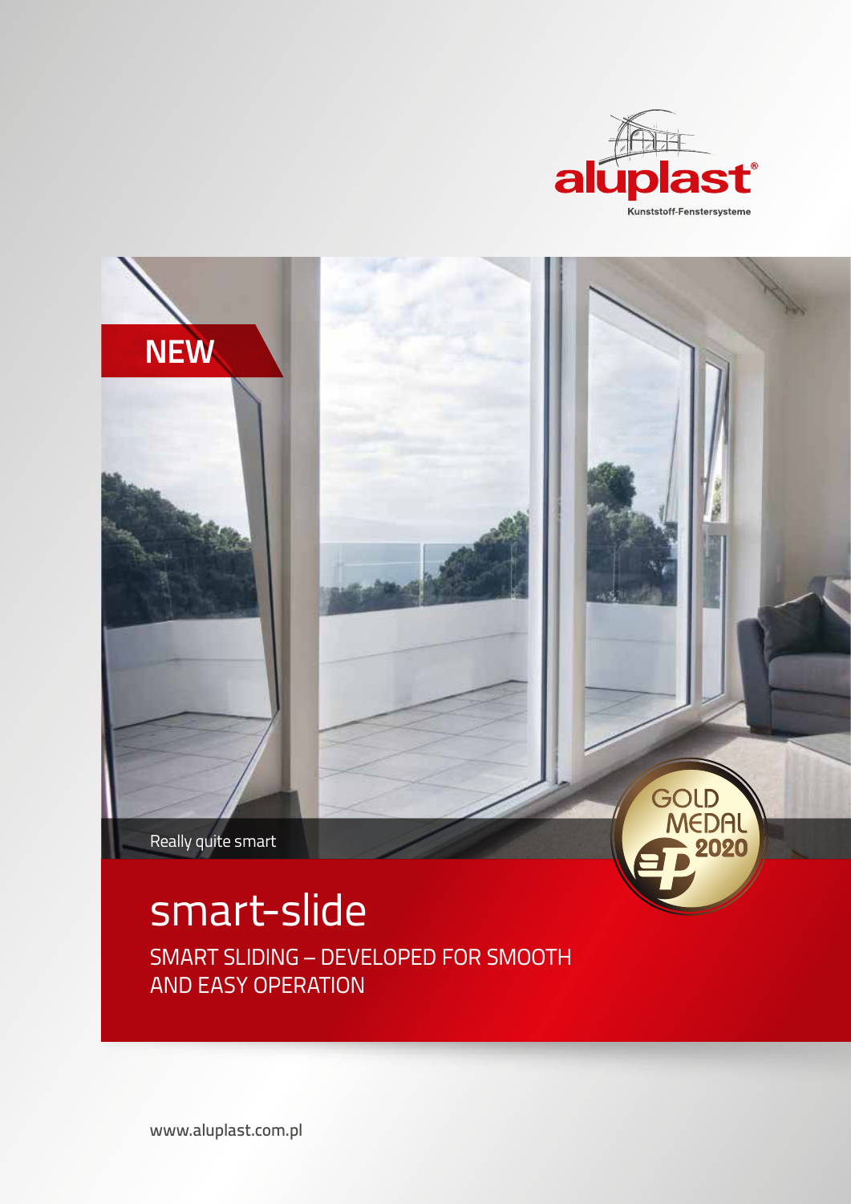aluplast®

Kunststoff-Fenstersysteme

NEW

Really quite smart

GOLD MEDAL 2020

# smart-slide

SMART SLIDING – DEVELOPED FOR SMOOTH AND EASY OPERATION

www.aluplast.com.pl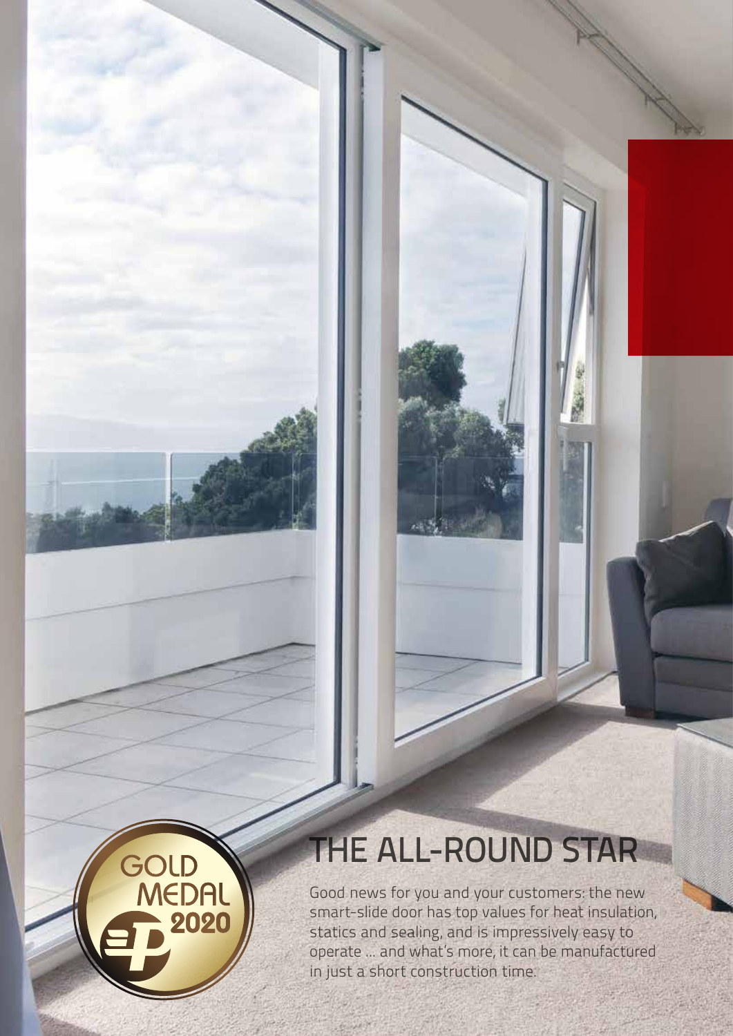# THE ALL-ROUND STAR

Good news for you and your customers: the new smart-slide door has top values for heat insulation, statics and sealing, and is impressively easy to operate ... and what's more, it can be manufactured in just a short construction time.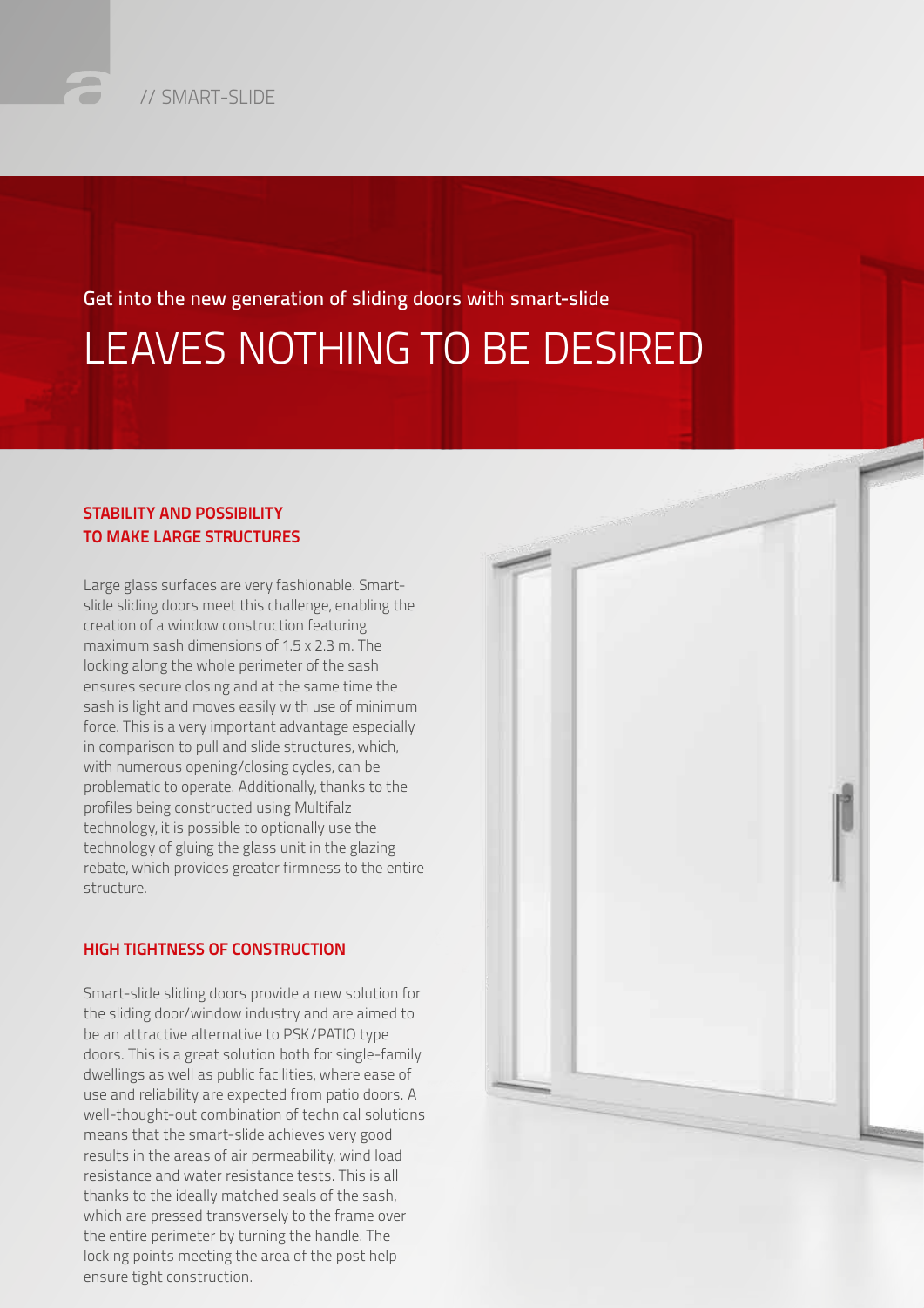// SMART-SLIDE

Get into the new generation of sliding doors with smart-slide

# LEAVES NOTHING TO BE DESIRED

## STABILITY AND POSSIBILITY TO MAKE LARGE STRUCTURES

Large glass surfaces are very fashionable. Smart-slide sliding doors meet this challenge, enabling the creation of a window construction featuring maximum sash dimensions of 1.5 x 2.3 m. The locking along the whole perimeter of the sash ensures secure closing and at the same time the sash is light and moves easily with use of minimum force. This is a very important advantage especially in comparison to pull and slide structures, which, with numerous opening/closing cycles, can be problematic to operate. Additionally, thanks to the profiles being constructed using Multifalz technology, it is possible to optionally use the technology of gluing the glass unit in the glazing rebate, which provides greater firmness to the entire structure.

## HIGH TIGHTNESS OF CONSTRUCTION

Smart-slide sliding doors provide a new solution for the sliding door/window industry and are aimed to be an attractive alternative to PSK/PATIO type doors. This is a great solution both for single-family dwellings as well as public facilities, where ease of use and reliability are expected from patio doors. A well-thought-out combination of technical solutions means that the smart-slide achieves very good results in the areas of air permeability, wind load resistance and water resistance tests. This is all thanks to the ideally matched seals of the sash, which are pressed transversely to the frame over the entire perimeter by turning the handle. The locking points meeting the area of the post help ensure tight construction.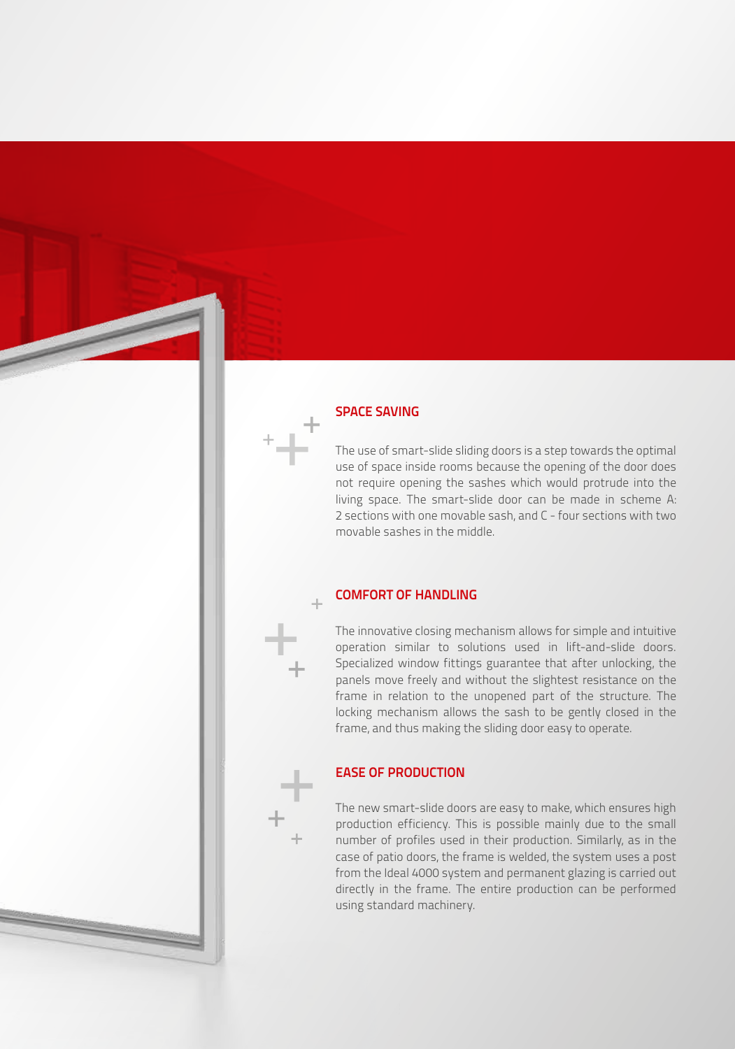## SPACE SAVING

The use of smart-slide sliding doors is a step towards the optimal use of space inside rooms because the opening of the door does not require opening the sashes which would protrude into the living space. The smart-slide door can be made in scheme A: 2 sections with one movable sash, and C - four sections with two movable sashes in the middle.

## COMFORT OF HANDLING

The innovative closing mechanism allows for simple and intuitive operation similar to solutions used in lift-and-slide doors. Specialized window fittings guarantee that after unlocking, the panels move freely and without the slightest resistance on the frame in relation to the unopened part of the structure. The locking mechanism allows the sash to be gently closed in the frame, and thus making the sliding door easy to operate.

## EASE OF PRODUCTION

The new smart-slide doors are easy to make, which ensures high production efficiency. This is possible mainly due to the small number of profiles used in their production. Similarly, as in the case of patio doors, the frame is welded, the system uses a post from the Ideal 4000 system and permanent glazing is carried out directly in the frame. The entire production can be performed using standard machinery.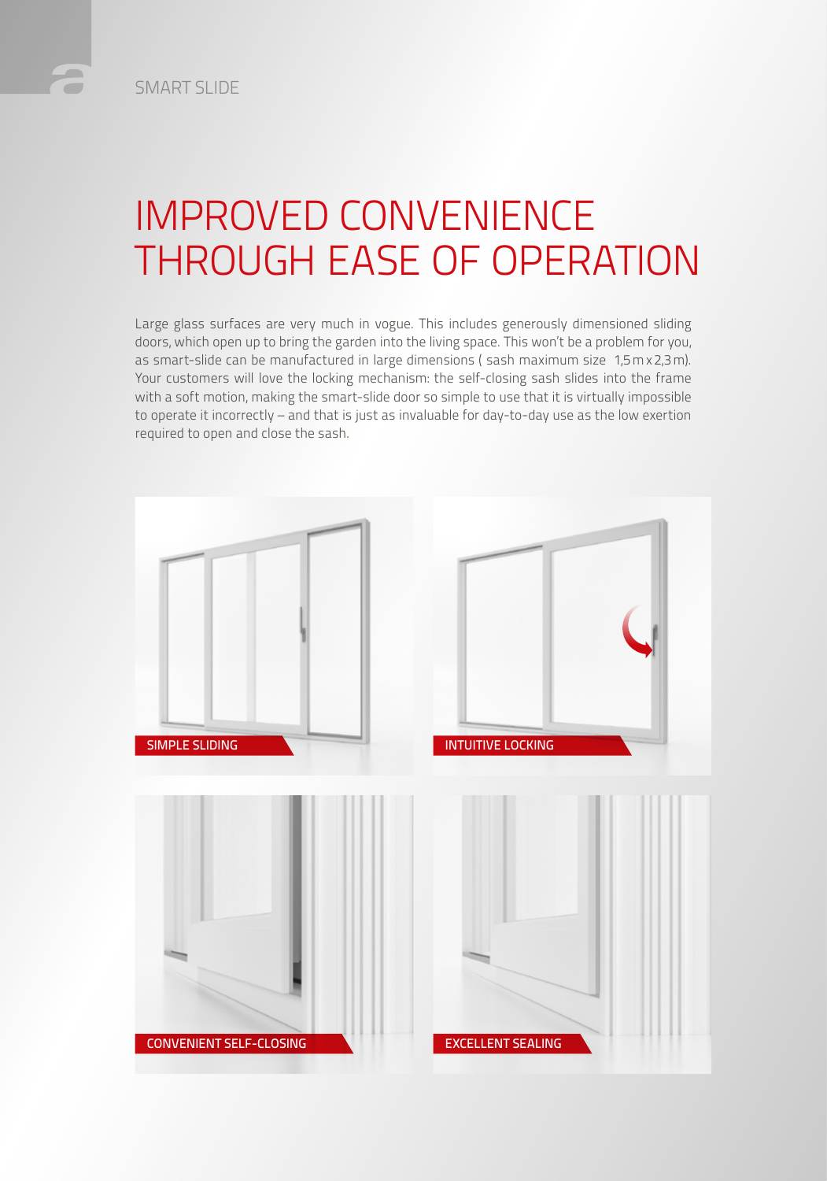SMART SLIDE

# IMPROVED CONVENIENCE THROUGH EASE OF OPERATION

Large glass surfaces are very much in vogue. This includes generously dimensioned sliding doors, which open up to bring the garden into the living space. This won't be a problem for you, as smart-slide can be manufactured in large dimensions ( sash maximum size 1,5 m x 2,3 m). Your customers will love the locking mechanism: the self-closing sash slides into the frame with a soft motion, making the smart-slide door so simple to use that it is virtually impossible to operate it incorrectly – and that is just as invaluable for day-to-day use as the low exertion required to open and close the sash.

SIMPLE SLIDING

INTUITIVE LOCKING

CONVENIENT SELF-CLOSING

EXCELLENT SEALING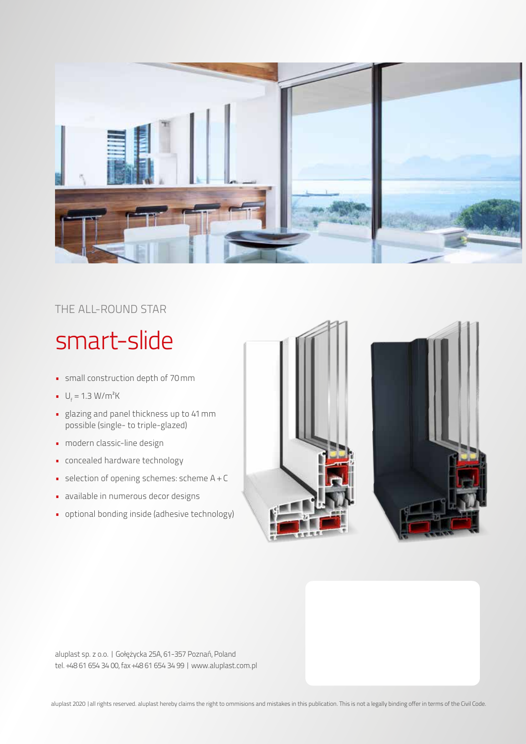THE ALL-ROUND STAR

# smart-slide

- small construction depth of 70 mm
- $U_f$ = 1.3 W/m²K
- glazing and panel thickness up to 41 mm possible (single- to triple-glazed)
- modern classic-line design
- concealed hardware technology
- selection of opening schemes: scheme A + C
- available in numerous decor designs
- optional bonding inside (adhesive technology)

aluplast sp. z o.o. | Gołężycka 25A, 61-357 Poznań, Poland
tel. +48 61 654 34 00, fax +48 61 654 34 99 | www.aluplast.com.pl

aluplast 2020 | all rights reserved. aluplast hereby claims the right to ommisions and mistakes in this publication. This is not a legally binding offer in terms of the Civil Code.